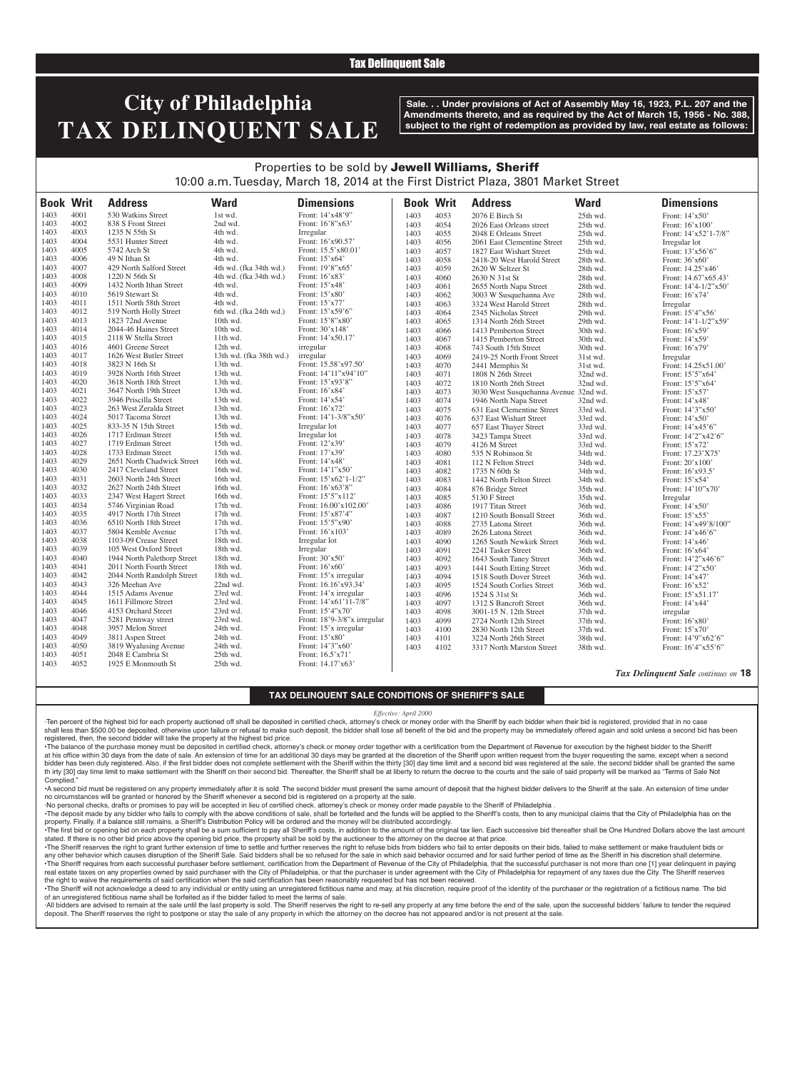Tax Delinquent Sale

# City of Philadelphia TAX DELINQUENT SALE

**Sale. . . Under provisions of Act of Assembly May 16, 1923, P.L. 207 and the Amendments thereto, and as required by the Act of March 15, 1956 - No. 388, subject to the right of redemption as provided by law, real estate as follows:**

Properties to be sold by **Jewell Williams, Sheriff**
10:00 a.m. Tuesday, March 18, 2014 at the First District Plaza, 3801 Market Street

| Book | Writ | Address | Ward | Dimensions |
|---|---|---|---|---|
| 1403 | 4001 | 530 Watkins Street | 1st wd. | Front: 14'x48'9" |
| 1403 | 4002 | 838 S Front Street | 2nd wd. | Front: 16'8"x63' |
| 1403 | 4003 | 1235 N 55th St | 4th wd. | Irregular |
| 1403 | 4004 | 5531 Hunter Street | 4th wd. | Front: 16'x90.57' |
| 1403 | 4005 | 5742 Arch St | 4th wd. | Front: 15.5'x80.01' |
| 1403 | 4006 | 49 N Ithan St | 4th wd. | Front: 15'x64' |
| 1403 | 4007 | 429 North Salford Street | 4th wd. (fka 34th wd.) | Front: 19'8"x65' |
| 1403 | 4008 | 1220 N 56th St | 4th wd. (fka 34th wd.) | Front: 16'x83' |
| 1403 | 4009 | 1432 North Ithan Street | 4th wd. | Front: 15'x48' |
| 1403 | 4010 | 5619 Stewart St | 4th wd. | Front: 15'x80' |
| 1403 | 4011 | 1511 North 58th Street | 4th wd. | Front: 15'x77' |
| 1403 | 4012 | 519 North Holly Street | 6th wd. (fka 24th wd.) | Front: 15'x59'6" |
| 1403 | 4013 | 1823 72nd Avenue | 10th wd. | Front: 15'8"x80' |
| 1403 | 4014 | 2044-46 Haines Street | 10th wd. | Front: 30'x148' |
| 1403 | 4015 | 2118 W Stella Street | 11th wd. | Front: 14'x50.17' |
| 1403 | 4016 | 4601 Greene Street | 12th wd. | irregular |
| 1403 | 4017 | 1626 West Butler Street | 13th wd. (fka 38th wd.) | irregular |
| 1403 | 4018 | 3823 N 16th St | 13th wd. | Front: 15.58'x97.50' |
| 1403 | 4019 | 3928 North 16th Street | 13th wd. | Front: 14'11"x94'10" |
| 1403 | 4020 | 3618 North 18th Street | 13th wd. | Front: 15'x93'8" |
| 1403 | 4021 | 3647 North 19th Street | 13th wd. | Front: 16'x84' |
| 1403 | 4022 | 3946 Priscilla Street | 13th wd. | Front: 14'x54' |
| 1403 | 4023 | 263 West Zeralda Street | 13th wd. | Front: 16'x72' |
| 1403 | 4024 | 5017 Tacoma Street | 13th wd. | Front: 14'1-3/8"x50' |
| 1403 | 4025 | 833-35 N 15th Street | 15th wd. | Irregular lot |
| 1403 | 4026 | 1717 Erdman Street | 15th wd. | Irregular lot |
| 1403 | 4027 | 1719 Erdman Street | 15th wd. | Front: 12'x39' |
| 1403 | 4028 | 1733 Erdman Street | 15th wd. | Front: 17'x39' |
| 1403 | 4029 | 2651 North Chadwick Street | 16th wd. | Front: 14'x48' |
| 1403 | 4030 | 2417 Cleveland Street | 16th wd. | Front: 14'1"x50' |
| 1403 | 4031 | 2603 North 24th Street | 16th wd. | Front: 15'x62'1-1/2" |
| 1403 | 4032 | 2627 North 24th Street | 16th wd. | Front: 16'x63'8" |
| 1403 | 4033 | 2347 West Hagert Street | 16th wd. | Front: 15'5"x112' |
| 1403 | 4034 | 5746 Virginian Road | 17th wd. | Front: 16.00'x102.00' |
| 1403 | 4035 | 4917 North 17th Street | 17th wd. | Front: 15'x87'4" |
| 1403 | 4036 | 6510 North 18th Street | 17th wd. | Front: 15'5"x90' |
| 1403 | 4037 | 5804 Kemble Avenue | 17th wd. | Front: 16'x103' |
| 1403 | 4038 | 1103-09 Crease Street | 18th wd. | Irregular lot |
| 1403 | 4039 | 105 West Oxford Street | 18th wd. | Irregular |
| 1403 | 4040 | 1944 North Palethorp Street | 18th wd. | Front: 30'x50' |
| 1403 | 4041 | 2011 North Fourth Street | 18th wd. | Front: 16'x60' |
| 1403 | 4042 | 2044 North Randolph Street | 18th wd. | Front: 15'x irregular |
| 1403 | 4043 | 326 Meehan Ave | 22nd wd. | Front: 16.16'x93.34' |
| 1403 | 4044 | 1515 Adams Avenue | 23rd wd. | Front: 14'x irregular |
| 1403 | 4045 | 1611 Fillmore Street | 23rd wd. | Front: 14'x61'11-7/8" |
| 1403 | 4046 | 4153 Orchard Street | 23rd wd. | Front: 15'4"x70' |
| 1403 | 4047 | 5281 Pennway street | 23rd wd. | Front: 18'9-3/8"x irregular |
| 1403 | 4048 | 3957 Melon Street | 24th wd. | Front: 15'x irregular |
| 1403 | 4049 | 3811 Aspen Street | 24th wd. | Front: 15'x80' |
| 1403 | 4050 | 3819 Wyalusing Avenue | 24th wd. | Front: 14'3"x60' |
| 1403 | 4051 | 2048 E Cambria St | 25th wd. | Front: 16.5'x71' |
| 1403 | 4052 | 1925 E Monmouth St | 25th wd. | Front: 14.17'x63' |
| 1403 | 4053 | 2076 E Birch St | 25th wd. | Front: 14'x50' |
| 1403 | 4054 | 2026 East Orleans street | 25th wd. | Front: 16'x100' |
| 1403 | 4055 | 2048 E Orleans Street | 25th wd. | Front: 14'x52'1-7/8" |
| 1403 | 4056 | 2061 East Clementine Street | 25th wd. | Irregular lot |
| 1403 | 4057 | 1827 East Wishart Street | 25th wd. | Front: 13'x56'6" |
| 1403 | 4058 | 2418-20 West Harold Street | 28th wd. | Front: 36'x60' |
| 1403 | 4059 | 2620 W Seltzer St | 28th wd. | Front: 14.25'x46' |
| 1403 | 4060 | 2630 N 31st St | 28th wd. | Front: 14.67'x65.43' |
| 1403 | 4061 | 2655 North Napa Street | 28th wd. | Front: 14'4-1/2"x50' |
| 1403 | 4062 | 3003 W Susquehanna Ave | 28th wd. | Front: 16'x74' |
| 1403 | 4063 | 3324 West Harold Street | 28th wd. | Irregular |
| 1403 | 4064 | 2345 Nicholas Street | 29th wd. | Front: 15'4"x56' |
| 1403 | 4065 | 1314 North 26th Street | 29th wd. | Front: 14'1-1/2"x59' |
| 1403 | 4066 | 1413 Pemberton Street | 30th wd. | Front: 16'x59' |
| 1403 | 4067 | 1415 Pemberton Street | 30th wd. | Front: 14'x59' |
| 1403 | 4068 | 743 South 15th Street | 30th wd. | Front: 16'x79' |
| 1403 | 4069 | 2419-25 North Front Street | 31st wd. | Irregular |
| 1403 | 4070 | 2441 Memphis St | 31st wd. | Front: 14.25x51.00' |
| 1403 | 4071 | 1808 N 26th Street | 32nd wd. | Front: 15'5"x64' |
| 1403 | 4072 | 1810 North 26th Street | 32nd wd. | Front: 15'5"x64' |
| 1403 | 4073 | 3030 West Susquehanna Avenue | 32nd wd. | Front: 15'x57' |
| 1403 | 4074 | 1946 North Napa Street | 32nd wd. | Front: 14'x48' |
| 1403 | 4075 | 631 East Clementine Street | 33rd wd. | Front: 14'3"x50' |
| 1403 | 4076 | 637 East Wishart Street | 33rd wd. | Front: 14'x50' |
| 1403 | 4077 | 657 East Thayer Street | 33rd wd. | Front: 14'x45'6" |
| 1403 | 4078 | 3423 Tampa Street | 33rd wd. | Front: 14'2"x42'6" |
| 1403 | 4079 | 4126 M Street | 33rd wd. | Front: 15'x72' |
| 1403 | 4080 | 535 N Robinson St | 34th wd. | Front: 17.23'X75' |
| 1403 | 4081 | 112 N Felton Street | 34th wd. | Front: 20'x100' |
| 1403 | 4082 | 1735 N 60th St | 34th wd. | Front: 16'x93.5' |
| 1403 | 4083 | 1442 North Felton Street | 34th wd. | Front: 15'x54' |
| 1403 | 4084 | 876 Bridge Street | 35th wd. | Front: 14'10"x70' |
| 1403 | 4085 | 5130 F Street | 35th wd. | Irregular |
| 1403 | 4086 | 1917 Titan Street | 36th wd. | Front: 14'x50' |
| 1403 | 4087 | 1210 South Bonsall Street | 36th wd. | Front: 15'x55' |
| 1403 | 4088 | 2735 Latona Street | 36th wd. | Front: 14'x49'8/100" |
| 1403 | 4089 | 2626 Latona Street | 36th wd. | Front: 14'x46'6" |
| 1403 | 4090 | 1265 South Newkirk Street | 36th wd. | Front: 14'x46' |
| 1403 | 4091 | 2241 Tasker Street | 36th wd. | Front: 16'x64' |
| 1403 | 4092 | 1643 South Taney Street | 36th wd. | Front: 14'2"x46'6" |
| 1403 | 4093 | 1441 South Etting Street | 36th wd. | Front: 14'2"x50' |
| 1403 | 4094 | 1518 South Dover Street | 36th wd. | Front: 14'x47' |
| 1403 | 4095 | 1524 South Corlies Street | 36th wd. | Front: 16'x52' |
| 1403 | 4096 | 1524 S 31st St | 36th wd. | Front: 15'x51.17' |
| 1403 | 4097 | 1312 S Bancroft Street | 36th wd. | Front: 14'x44' |
| 1403 | 4098 | 3001-15 N. 12th Street | 37th wd. | irregular |
| 1403 | 4099 | 2724 North 12th Street | 37th wd. | Front: 16'x80' |
| 1403 | 4100 | 2830 North 12th Street | 37th wd. | Front: 15'x70' |
| 1403 | 4101 | 3224 North 26th Street | 38th wd. | Front: 14'9"x62'6" |
| 1403 | 4102 | 3317 North Marston Street | 38th wd. | Front: 16'4"x55'6" |

*Tax Delinquent Sale continues on* **18**

## TAX DELINQUENT SALE CONDITIONS OF SHERIFF'S SALE

*Effective: April 2000*

·Ten percent of the highest bid for each property auctioned off shall be deposited in certified check, attorney's check or money order with the Sheriff by each bidder when their bid is registered, provided that in no case shall less than $500.00 be deposited, otherwise upon failure or refusal to make such deposit, the bidder shall lose all benefit of the bid and the property may be immediately offered again and sold unless a second bid has been registered, then, the second bidder will take the property at the highest bid price.

•The balance of the purchase money must be deposited in certified check, attorney's check or money order together with a certification from the Department of Revenue for execution by the highest bidder to the Sheriff at his office within 30 days from the date of sale. An extension of time for an additional 30 days may be granted at the discretion of the Sheriff upon written request from the buyer requesting the same, except when a second bidder has been duly registered. Also, if the first bidder does not complete settlement with the Sheriff within the thirty [30] day time limit and a second bid was registered at the sale, the second bidder shall be granted the same th irty [30] day time limit to make settlement with the Sheriff on their second bid. Thereafter, the Sheriff shall be at liberty to return the decree to the courts and the sale of said property will be marked as "Terms of Sale Not Complied."

•A second bid must be registered on any property immediately after it is sold. The second bidder must present the same amount of deposit that the highest bidder delivers to the Sheriff at the sale. An extension of time under no circumstances will be granted or honored by the Sheriff whenever a second bid is registered on a property at the sale.

·No personal checks, drafts or promises to pay will be accepted in lieu of certified check, attorney's check or money order made payable to the Sheriff of Philadelphia .

•The deposit made by any bidder who fails to comply with the above conditions of sale, shall be forteited and the funds will be applied to the Sheriff's costs, then to any municipal claims that the City of Philadelphia has on the property. Finally, if a balance still remains, a Sheriff's Distribution Policy will be ordered and the money will be distributed accordingly.

•The first bid or opening bid on each property shall be a sum sufficient to pay all Sheriff's costs, in addition to the amount of the original tax lien. Each successive bid thereafter shall be One Hundred Dollars above the last amount stated. If there is no other bid price above the opening bid price, the property shall be sold by the auctioneer to the attorney on the decree at that price.

•The Sheriff reserves the right to grant further extension of time to settle and further reserves the right to refuse bids from bidders who fail to enter deposits on their bids, failed to make settlement or make fraudulent bids or any other behavior which causes disruption of the Sheriff Sale. Said bidders shall be so refused for the sale in which said behavior occurred and for said further period of time as the Sheriff in his discretion shall determine.

•The Sheriff requires from each successful purchaser before settlement, certification from the Department of Revenue of the City of Philadelphia, that the successful purchaser is not more than one [1] year delinquent in paying real estate taxes on any properties owned by said purchaser with the City of Philadelphia, or that the purchaser is under agreement with the City of Philadelphia for repayment of any taxes due the City. The Sheriff reserves the right to waive the requirements of said certification when the said certification has been reasonably requested but has not been received.

•The Sheriff will not acknowledge a deed to any individual or entity using an unregistered fictitious name and may, at his discretion, require proof of the identity of the purchaser or the registration of a fictitious name. The bid of an unregistered fictitious name shall be forfeited as if the bidder failed to meet the terms of sale.

·All bidders are advised to remain at the sale until the last property is sold. The Sheriff reserves the right to re-sell any property at any time before the end of the sale, upon the successful bidders' failure to tender the required deposit. The Sheriff reserves the right to postpone or stay the sale of any property in which the attorney on the decree has not appeared and/or is not present at the sale.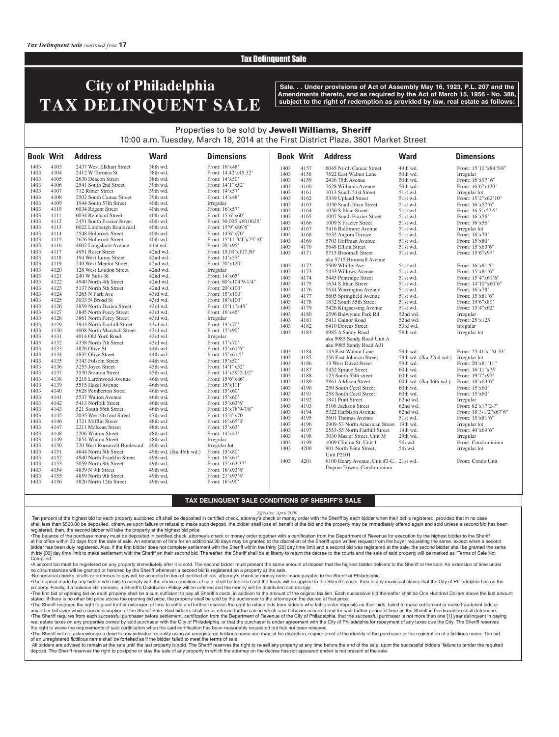*Tax Delinquent Sale continued from* **17**

Tax Delinquent Sale

# City of Philadelphia TAX DELINQUENT SALE

**Sale. . . Under provisions of Act of Assembly May 16, 1923, P.L. 207 and the Amendments thereto, and as required by the Act of March 15, 1956 - No. 388, subject to the right of redemption as provided by law, real estate as follows:**

Properties to be sold by **Jewell Williams, Sheriff**
10:00 a.m. Tuesday, March 18, 2014 at the First District Plaza, 3801 Market Street

| Book | Writ | Address | Ward | Dimensions |
|---|---|---|---|---|
| 1403 | 4103 | 2437 West Elkhart Street | 38th wd. | Front: 16'x48' |
| 1403 | 4104 | 2412 W Toronto St | 38th wd. | Front: 14.42'x45.32' |
| 1403 | 4105 | 2630 Deacon Street | 38th wd. | Front: 14'x50' |
| 1403 | 4106 | 2541 South 2nd Street | 39th wd. | Front: 14'1"x52' |
| 1403 | 4107 | 712 Ritner Street | 39th wd. | Front: 14'x57' |
| 1403 | 4108 | 2502 South Camac Street | 39th wd. | Front: 14'x48' |
| 1403 | 4109 | 1944 South 57th Street | 40th wd. | Irregular |
| 1403 | 4110 | 6034 Regent Street | 40th wd. | Front: 16'x57' |
| 1403 | 4111 | 6034 Reinhard Street | 40th wd. | Front: 15'6"x60' |
| 1403 | 4112 | 2451 South Frazier Street | 40th wd. | Front: 30.005'x60.0625' |
| 1403 | 4113 | 6022 Lindbergh Boulevard | 40th wd. | Front: 15'9"x86'6" |
| 1403 | 4114 | 2548 Holbrook Street | 40th wd. | Front: 14'6"x70' |
| 1403 | 4115 | 2626 Holbrook Street | 40th wd. | Front: 15'11-3/4"x73'10" |
| 1403 | 4116 | 4602 Longshore Avenue | 41st wd. | Front: 20'x95' |
| 1403 | 4117 | 4951 Rorer Street | 42nd wd. | Front: 15.00'x107.50' |
| 1403 | 4118 | 194 West Luray Street | 42nd wd. | Front: 14'x57' |
| 1403 | 4119 | 240 West Mentor Street | 42nd wd. | Front: 20'x120' |
| 1403 | 4120 | 128 West Loudon Street | 42nd wd. | Irregular |
| 1403 | 4121 | 240 W Sulis St | 42nd wd. | Front: 14'x65' |
| 1403 | 4122 | 4940 North 4th Street | 42nd wd. | Front: 80'x104'9-1/4" |
| 1403 | 4123 | 5137 North 5th Street | 42nd wd. | Front: 20'x100' |
| 1403 | 4124 | 3265 N Park Ave | 43rd wd. | Front: 15'x100' |
| 1403 | 4125 | 3033 N Broad St | 43rd wd. | Front: 18'x100' |
| 1403 | 4126 | 3859 North Darien Street | 43rd wd. | Front: 15'11"x45' |
| 1403 | 4127 | 3845 North Percy Street | 43rd wd. | Front: 16'x45' |
| 1403 | 4128 | 3861 North Percy Street | 43rd wd. | Irregular |
| 1403 | 4129 | 3943 North Fairhill Street | 43rd wd. | Front: 13'x70' |
| 1403 | 4130 | 4008 North Marshall Street | 43rd wd. | Front: 15'x90' |
| 1403 | 4131 | 4014 Old York Road | 43rd wd. | Irregular |
| 1403 | 4132 | 4338 North 7th Street | 43rd wd. | Front: 17'x70' |
| 1403 | 4133 | 4826 Olive St | 44th wd. | Front: 15'x61'6" |
| 1403 | 4134 | 4832 Olive Street | 44th wd. | Front: 15'x61.5' |
| 1403 | 4135 | 5143 Folsom Street | 44th wd. | Front: 15'x50' |
| 1403 | 4136 | 3253 Joyce Street | 45th wd. | Front: 14'1"x52' |
| 1403 | 4137 | 3530 Stouton Street | 45th wd. | Front: 14'x59'2-1/2" |
| 1403 | 4138 | 5218 Larchwood Avenue | 46th wd. | Front: 15'6"x86' |
| 1403 | 4139 | 5515 Hazel Avenue | 46th wd. | Front: 15'x111' |
| 1403 | 4140 | 5628 Pemberton Street | 46th wd. | Front: 15'x60' |
| 1403 | 4141 | 5537 Walton Avenue | 46th wd. | Front: 15'x60' |
| 1403 | 4142 | 5413 Norfolk Street | 46th wd. | Front: 15'x63'6" |
| 1403 | 4143 | 521 South 56th Street | 46th wd. | Front: 15'x78'9-7/8" |
| 1403 | 4145 | 2035 West Oxford Street | 47th wd. | Front: 15'4"x70 |
| 1403 | 4146 | 1721 Mifflin Street | 48th wd. | Front: 16'x65'3" |
| 1403 | 4147 | 2211 McKean Street | 48th wd. | Front: 15'x63' |
| 1403 | 4148 | 2206 Winton Street | 48th wd. | Front: 14'x47' |
| 1403 | 4149 | 2854 Winton Street | 48th wd. | Irregular |
| 1403 | 4150 | 720 West Roosevelt Boulevard | 49th wd. | Irregular lot |
| 1403 | 4151 | 4644 North 5th Street | 49th wd. (fka 46th wd.) | Front: 15'x80' |
| 1403 | 4152 | 4940 North Franklin Street | 49th wd. | Front: 16'x61' |
| 1403 | 4153 | 5059 North 8th Street | 49th wd. | Front: 15'x63.37' |
| 1403 | 4154 | 4839 N 9th Street | 49th wd. | Front: 16'x93'6" |
| 1403 | 4155 | 4859 North 9th Street | 49th wd. | Front: 21'x93'6" |
| 1403 | 4156 | 5820 North 12th Street | 49th wd. | Front: 16'x90' |
| 1403 | 4157 | 6045 North Camac Street | 49th wd. | Front: 15'10"x84'5/8" |
| 1403 | 4158 | 7522 East Walnut Lane | 50th wd. | Irregular |
| 1403 | 4159 | 2436 75th Avenue | 50th wd. | Front: 16'x97' 6" |
| 1403 | 4160 | 7628 Williams Avenue | 50th wd. | Front: 16'6"x120' |
| 1403 | 4161 | 1013 South 51st Street | 51st wd. | Irregular lot |
| 1403 | 4162 | 5339 Upland Street | 51st wd. | Front: 15'2"x62'10" |
| 1403 | 4163 | 1030 South Ithan Street | 51st wd. | Front: 16'x57'6" |
| 1403 | 4164 | 1050 S Ithan Street | 51st wd. | Front: 16.5'x57.5' |
| 1403 | 4165 | 1007 South Frazier Street | 51st wd. | Front: 16'x56' |
| 1403 | 4166 | 1009 S Frazier Street | 51st wd. | Front: 16'x56' |
| 1403 | 4167 | 5416 Baltimore Avenue | 51st wd. | Irregular lot |
| 1403 | 4168 | 5632 Angora Terrace | 51st wd. | Front: 16'x70' |
| 1403 | 4169 | 5703 Hoffman Avenue | 51st wd. | Front: 15'x80' |
| 1403 | 4170 | 5648 Elliott Street | 51st wd. | Front: 15'x63'6" |
| 1403 | 4171 | 5715 Broomall Street aka 5715 Broomall Avenue | 51st wd. | Front: 15'6"x97' |
| 1403 | 4172 | 5509 Whitby Ave | 51st wd. | Front: 16'x81.5' |
| 1403 | 4173 | 5433 Willows Avenue | 51st wd. | Front: 15'x81'6" |
| 1403 | 4174 | 5445 Pentridge Street | 51st wd. | Front: 15'4"x61'6" |
| 1403 | 4175 | 1634 S Ithan Street | 51st wd. | Front: 14'10"x60'6" |
| 1403 | 4176 | 5644 Warrington Avenue | 51st wd. | Front: 16'x78' |
| 1403 | 4177 | 5605 Springfield Avenue | 51st wd. | Front: 15'x81'6" |
| 1403 | 4178 | 1832 South 55th Street | 51st wd. | Front: 19'6"x80' |
| 1403 | 4179 | 5426 Kingsessing Avenue | 51st wd. | Front: 15'4"x62' |
| 1403 | 4180 | 2596 Balwynne Park Rd | 52nd wd. | Irregular |
| 1403 | 4181 | 5411 Gainor Road | 52nd wd. | Front: 25'x125' |
| 1403 | 4182 | 6410 Dorcas Street | 53rd wd. | irregular |
| 1403 | 4183 | 9985 A Sandy Road aka 9985 Sandy Road Unit A aka 9985 Sandy Road A01 | 58th wd. | Irregular lot |
| 1403 | 4184 | 143 East Walnut Lane | 59th wd. | Front: 25.41'x151.33' |
| 1403 | 4185 | 256 East Johnson Street | 59th wd. (fka 22nd wd.) | Irregular lot |
| 1403 | 4186 | 13 West Duval Street | 59th wd. | Front: 20'x81'11" |
| 1403 | 4187 | 5452 Spruce Street | 60th wd. | Front: 16'11"x75' |
| 1403 | 4188 | 123 South 55th street | 60th wd. | Front: 19'7"x97' |
| 1403 | 4189 | 5861 Addison Street | 60th wd. (fka 46th wd.) | Front: 18'x63'6" |
| 1403 | 4190 | 250 South Cecil Street | 60th wd. | Front: 15'x60' |
| 1403 | 4191 | 258 South Cecil Street | 60th wd. | Front: 15'x60' |
| 1403 | 4192 | 1841 Pratt Street | 62nd wd. | Irregular |
| 1403 | 4193 | 5108 Jackson Street | 62nd wd. | Front: 82'x17'2-?" |
| 1403 | 4194 | 5322 Harbison Avenue | 62nd wd. | Front: 18'3-1/2"x67'6" |
| 1403 | 4195 | 5601 Thomas Avenue | 51st wd. | Front: 15'x81'6" |
| 1403 | 4196 | 2909-53 North American Street | 19th wd. | Irregular lot |
| 1403 | 4197 | 2553-55 North Fairhill Street | 19th wd. | Front: 40'x69'6" |
| 1403 | 4198 | 3030 Master Street, Unit M | 29th wd. | Irregular |
| 1403 | 4199 | 1009 Clinton St, Unit 1 | 5th wd. | Front: Condominium |
| 1403 | 4200 | 901 North Penn Street, Unit P2101 | 5th wd. | Irregular lot |
| 1403 | 4201 | 6100 Henry Avenue, Unit #3-C, Dupont Towers Condominium | 21st wd. | Front: Condo Unit |

## TAX DELINQUENT SALE CONDITIONS OF SHERIFF'S SALE

*Effective: April 2000*

·Ten percent of the highest bid for each property auctioned off shall be deposited in certified check, attorney's check or money order with the Sheriff by each bidder when their bid is registered, provided that in no case shall less than $500.00 be deposited, otherwise upon failure or refusal to make such deposit, the bidder shall lose all benefit of the bid and the property may be immediately offered again and sold unless a second bid has been registered, then, the second bidder will take the property at the highest bid price.

•The balance of the purchase money must be deposited in certified check, attorney's check or money order together with a certification from the Department of Revenue for execution by the highest bidder to the Sheriff at his office within 30 days from the date of sale. An extension of time for an additional 30 days may be granted at the discretion of the Sheriff upon written request from the buyer requesting the same, except when a second bidder has been duly registered. Also, if the first bidder does not complete settlement with the Sheriff within the thirty [30] day time limit and a second bid was registered at the sale, the second bidder shall be granted the same th irty [30] day time limit to make settlement with the Sheriff on their second bid. Thereafter, the Sheriff shall be at liberty to return the decree to the courts and the sale of said property will be marked as "Terms of Sale Not Complied."

•A second bid must be registered on any property immediately after it is sold. The second bidder must present the same amount of deposit that the highest bidder delivers to the Sheriff at the sale. An extension of time under no circumstances will be granted or honored by the Sheriff whenever a second bid is registered on a property at the sale.

·No personal checks, drafts or promises to pay will be accepted in lieu of certified check, attorney's check or money order made payable to the Sheriff of Philadelphia .

•The deposit made by any bidder who fails to comply with the above conditions of sale, shall be forteited and the funds will be applied to the Sheriff's costs, then to any municipal claims that the City of Philadelphia has on the property. Finally, if a balance still remains, a Sheriff's Distribution Policy will be ordered and the money will be distributed accordingly.

•The first bid or opening bid on each property shall be a sum sufficient to pay all Sheriff's costs, in addition to the amount of the original tax lien. Each successive bid thereafter shall be One Hundred Dollars above the last amount stated. If there is no other bid price above the opening bid price, the property shall be sold by the auctioneer to the attorney on the decree at that price.

•The Sheriff reserves the right to grant further extension of time to settle and further reserves the right to refuse bids from bidders who fail to enter deposits on their bids, failed to make settlement or make fraudulent bids or any other behavior which causes disruption of the Sheriff Sale. Said bidders shall be so refused for the sale in which said behavior occurred and for said further period of time as the Sheriff in his discretion shall determine.

•The Sheriff requires from each successful purchaser before settlement, certification from the Department of Revenue of the City of Philadelphia, that the successful purchaser is not more than one [1] year delinquent in paying real estate taxes on any properties owned by said purchaser with the City of Philadelphia, or that the purchaser is under agreement with the City of Philadelphia for repayment of any taxes due the City. The Sheriff reserves the right to waive the requirements of said certification when the said certification has been reasonably requested but has not been received.

•The Sheriff will not acknowledge a deed to any individual or entity using an unregistered fictitious name and may, at his discretion, require proof of the identity of the purchaser or the registration of a fictitious name. The bid of an unregistered fictitious name shall be forfeited as if the bidder failed to meet the terms of sale.

·All bidders are advised to remain at the sale until the last property is sold. The Sheriff reserves the right to re-sell any property at any time before the end of the sale, upon the successful bidders' failure to tender the required deposit. The Sheriff reserves the right to postpone or stay the sale of any property in which the attorney on the decree has not appeared and/or is not present at the sale.